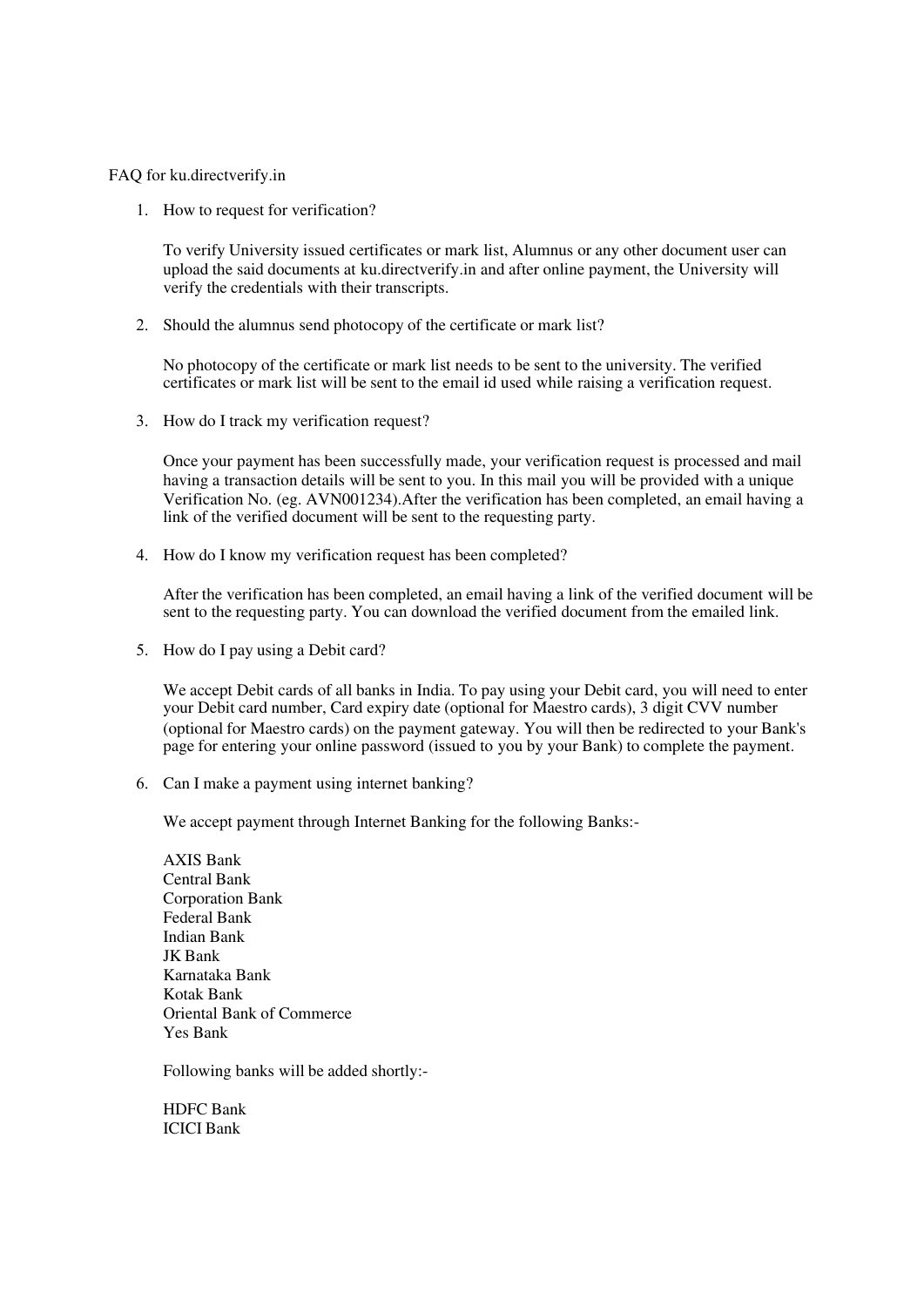FAQ for ku.directverify.in

1. How to request for verification?

   To verify University issued certificates or mark list, Alumnus or any other document user can upload the said documents at ku.directverify.in and after online payment, the University will verify the credentials with their transcripts.

2. Should the alumnus send photocopy of the certificate or mark list?

   No photocopy of the certificate or mark list needs to be sent to the university. The verified certificates or mark list will be sent to the email id used while raising a verification request.

3. How do I track my verification request?

   Once your payment has been successfully made, your verification request is processed and mail having a transaction details will be sent to you. In this mail you will be provided with a unique Verification No. (eg. AVN001234).After the verification has been completed, an email having a link of the verified document will be sent to the requesting party.

4. How do I know my verification request has been completed?

   After the verification has been completed, an email having a link of the verified document will be sent to the requesting party. You can download the verified document from the emailed link.

5. How do I pay using a Debit card?

   We accept Debit cards of all banks in India. To pay using your Debit card, you will need to enter your Debit card number, Card expiry date (optional for Maestro cards), 3 digit CVV number (optional for Maestro cards) on the payment gateway. You will then be redirected to your Bank's page for entering your online password (issued to you by your Bank) to complete the payment.

6. Can I make a payment using internet banking?

   We accept payment through Internet Banking for the following Banks:-

   AXIS Bank
   Central Bank
   Corporation Bank
   Federal Bank
   Indian Bank
   JK Bank
   Karnataka Bank
   Kotak Bank
   Oriental Bank of Commerce
   Yes Bank

   Following banks will be added shortly:-

   HDFC Bank
   ICICI Bank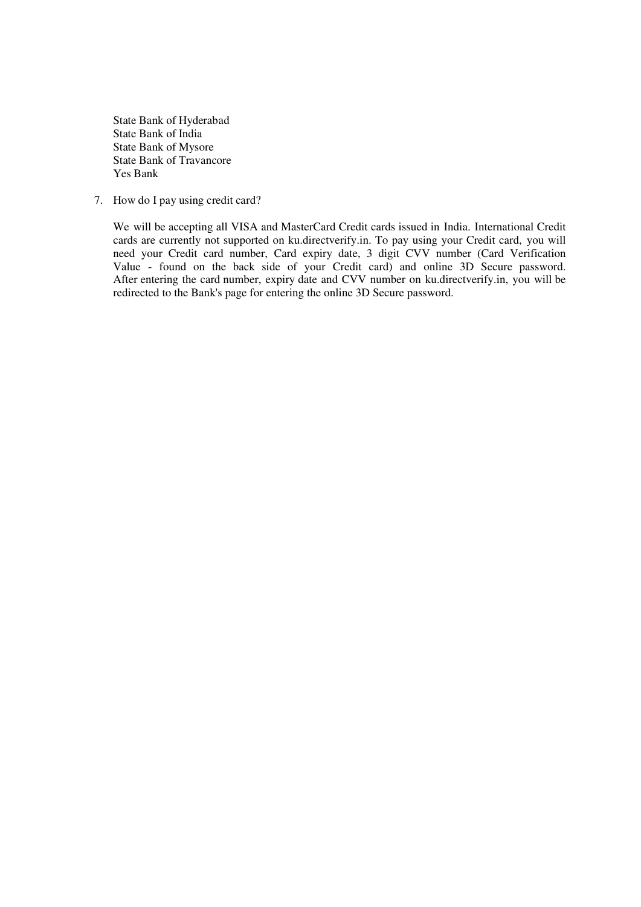State Bank of Hyderabad
State Bank of India
State Bank of Mysore
State Bank of Travancore
Yes Bank

7. How do I pay using credit card?

   We will be accepting all VISA and MasterCard Credit cards issued in India. International Credit cards are currently not supported on ku.directverify.in. To pay using your Credit card, you will need your Credit card number, Card expiry date, 3 digit CVV number (Card Verification Value - found on the back side of your Credit card) and online 3D Secure password. After entering the card number, expiry date and CVV number on ku.directverify.in, you will be redirected to the Bank's page for entering the online 3D Secure password.